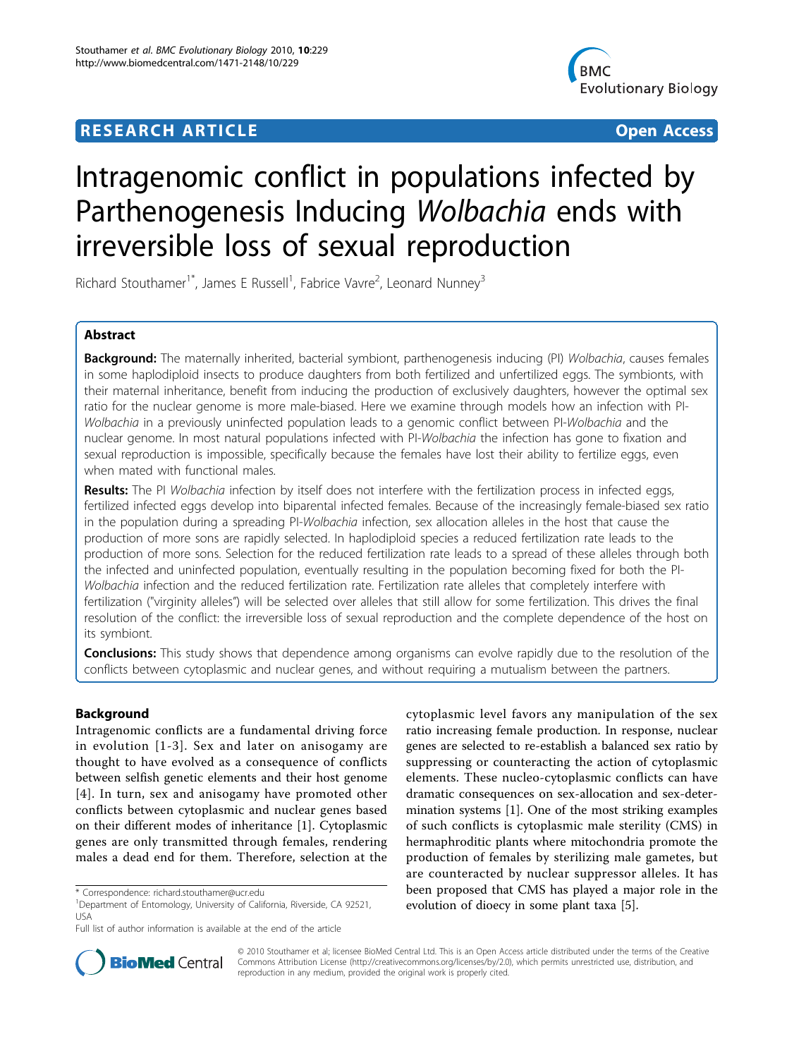# Intragenomic conflict in populations infected by Parthenogenesis Inducing *Wolbachia* ends with irreversible loss of sexual reproduction

Richard Stouthamer[1*], James E Russell[1], Fabrice Vavre[2], Leonard Nunney[3]

## Abstract

**Background:** The maternally inherited, bacterial symbiont, parthenogenesis inducing (PI) *Wolbachia*, causes females in some haplodiploid insects to produce daughters from both fertilized and unfertilized eggs. The symbionts, with their maternal inheritance, benefit from inducing the production of exclusively daughters, however the optimal sex ratio for the nuclear genome is more male-biased. Here we examine through models how an infection with PI-*Wolbachia* in a previously uninfected population leads to a genomic conflict between PI-*Wolbachia* and the nuclear genome. In most natural populations infected with PI-*Wolbachia* the infection has gone to fixation and sexual reproduction is impossible, specifically because the females have lost their ability to fertilize eggs, even when mated with functional males.

**Results:** The PI *Wolbachia* infection by itself does not interfere with the fertilization process in infected eggs, fertilized infected eggs develop into biparental infected females. Because of the increasingly female-biased sex ratio in the population during a spreading PI-*Wolbachia* infection, sex allocation alleles in the host that cause the production of more sons are rapidly selected. In haplodiploid species a reduced fertilization rate leads to the production of more sons. Selection for the reduced fertilization rate leads to a spread of these alleles through both the infected and uninfected population, eventually resulting in the population becoming fixed for both the PI-*Wolbachia* infection and the reduced fertilization rate. Fertilization rate alleles that completely interfere with fertilization ("virginity alleles") will be selected over alleles that still allow for some fertilization. This drives the final resolution of the conflict: the irreversible loss of sexual reproduction and the complete dependence of the host on its symbiont.

**Conclusions:** This study shows that dependence among organisms can evolve rapidly due to the resolution of the conflicts between cytoplasmic and nuclear genes, and without requiring a mutualism between the partners.

## Background

Intragenomic conflicts are a fundamental driving force in evolution [1-3]. Sex and later on anisogamy are thought to have evolved as a consequence of conflicts between selfish genetic elements and their host genome [4]. In turn, sex and anisogamy have promoted other conflicts between cytoplasmic and nuclear genes based on their different modes of inheritance [1]. Cytoplasmic genes are only transmitted through females, rendering males a dead end for them. Therefore, selection at the cytoplasmic level favors any manipulation of the sex ratio increasing female production. In response, nuclear genes are selected to re-establish a balanced sex ratio by suppressing or counteracting the action of cytoplasmic elements. These nucleo-cytoplasmic conflicts can have dramatic consequences on sex-allocation and sex-determination systems [1]. One of the most striking examples of such conflicts is cytoplasmic male sterility (CMS) in hermaphroditic plants where mitochondria promote the production of females by sterilizing male gametes, but are counteracted by nuclear suppressor alleles. It has been proposed that CMS has played a major role in the evolution of dioecy in some plant taxa [5].

\* Correspondence: richard.stouthamer@ucr.edu
[1]Department of Entomology, University of California, Riverside, CA 92521, USA
Full list of author information is available at the end of the article

© 2010 Stouthamer et al; licensee BioMed Central Ltd. This is an Open Access article distributed under the terms of the Creative Commons Attribution License (http://creativecommons.org/licenses/by/2.0), which permits unrestricted use, distribution, and reproduction in any medium, provided the original work is properly cited.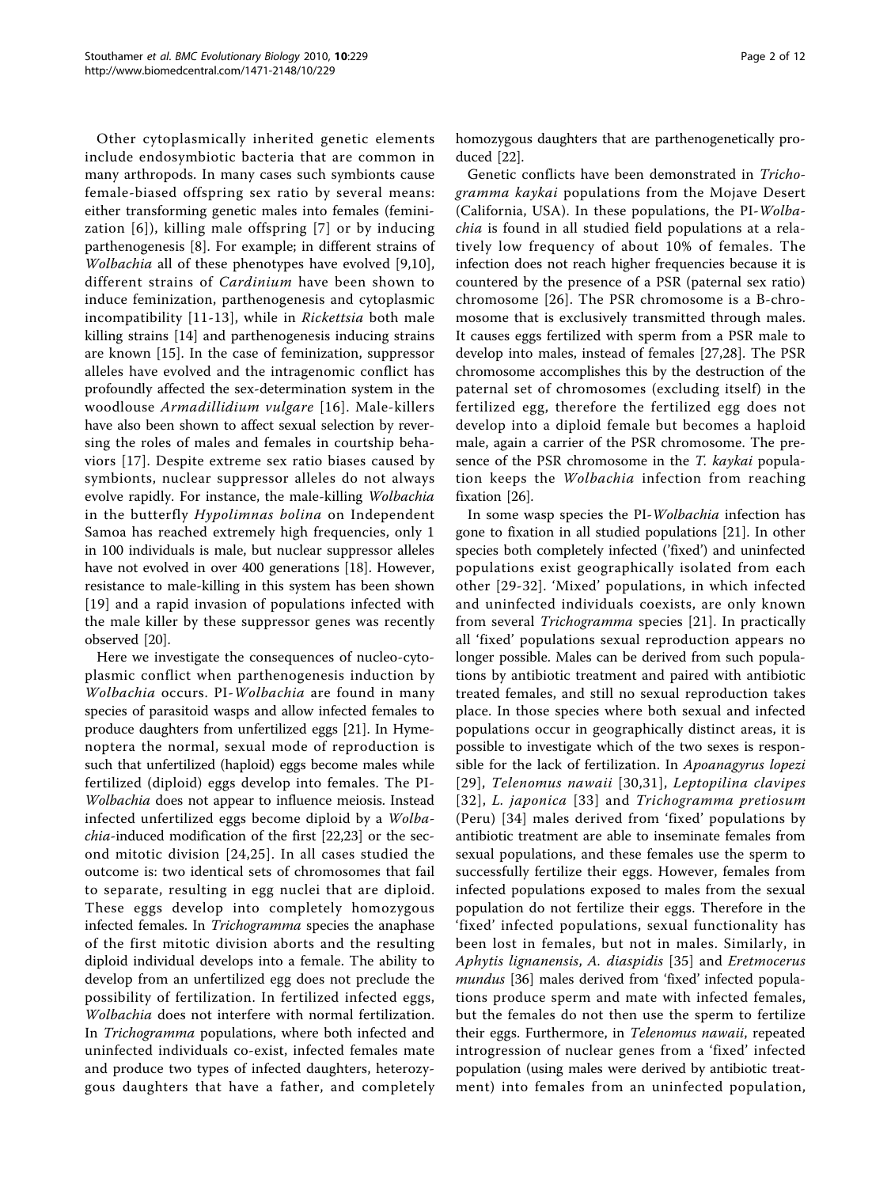Other cytoplasmically inherited genetic elements include endosymbiotic bacteria that are common in many arthropods. In many cases such symbionts cause female-biased offspring sex ratio by several means: either transforming genetic males into females (feminization [6]), killing male offspring [7] or by inducing parthenogenesis [8]. For example; in different strains of *Wolbachia* all of these phenotypes have evolved [9,10], different strains of *Cardinium* have been shown to induce feminization, parthenogenesis and cytoplasmic incompatibility [11-13], while in *Rickettsia* both male killing strains [14] and parthenogenesis inducing strains are known [15]. In the case of feminization, suppressor alleles have evolved and the intragenomic conflict has profoundly affected the sex-determination system in the woodlouse *Armadillidium vulgare* [16]. Male-killers have also been shown to affect sexual selection by reversing the roles of males and females in courtship behaviors [17]. Despite extreme sex ratio biases caused by symbionts, nuclear suppressor alleles do not always evolve rapidly. For instance, the male-killing *Wolbachia* in the butterfly *Hypolimnas bolina* on Independent Samoa has reached extremely high frequencies, only 1 in 100 individuals is male, but nuclear suppressor alleles have not evolved in over 400 generations [18]. However, resistance to male-killing in this system has been shown [19] and a rapid invasion of populations infected with the male killer by these suppressor genes was recently observed [20].

Here we investigate the consequences of nucleo-cytoplasmic conflict when parthenogenesis induction by *Wolbachia* occurs. PI-*Wolbachia* are found in many species of parasitoid wasps and allow infected females to produce daughters from unfertilized eggs [21]. In Hymenoptera the normal, sexual mode of reproduction is such that unfertilized (haploid) eggs become males while fertilized (diploid) eggs develop into females. The PI-*Wolbachia* does not appear to influence meiosis. Instead infected unfertilized eggs become diploid by a *Wolbachia*-induced modification of the first [22,23] or the second mitotic division [24,25]. In all cases studied the outcome is: two identical sets of chromosomes that fail to separate, resulting in egg nuclei that are diploid. These eggs develop into completely homozygous infected females. In *Trichogramma* species the anaphase of the first mitotic division aborts and the resulting diploid individual develops into a female. The ability to develop from an unfertilized egg does not preclude the possibility of fertilization. In fertilized infected eggs, *Wolbachia* does not interfere with normal fertilization. In *Trichogramma* populations, where both infected and uninfected individuals co-exist, infected females mate and produce two types of infected daughters, heterozygous daughters that have a father, and completely homozygous daughters that are parthenogenetically produced [22].

Genetic conflicts have been demonstrated in *Trichogramma kaykai* populations from the Mojave Desert (California, USA). In these populations, the PI-*Wolbachia* is found in all studied field populations at a relatively low frequency of about 10% of females. The infection does not reach higher frequencies because it is countered by the presence of a PSR (paternal sex ratio) chromosome [26]. The PSR chromosome is a B-chromosome that is exclusively transmitted through males. It causes eggs fertilized with sperm from a PSR male to develop into males, instead of females [27,28]. The PSR chromosome accomplishes this by the destruction of the paternal set of chromosomes (excluding itself) in the fertilized egg, therefore the fertilized egg does not develop into a diploid female but becomes a haploid male, again a carrier of the PSR chromosome. The presence of the PSR chromosome in the *T. kaykai* population keeps the *Wolbachia* infection from reaching fixation [26].

In some wasp species the PI-*Wolbachia* infection has gone to fixation in all studied populations [21]. In other species both completely infected ('fixed') and uninfected populations exist geographically isolated from each other [29-32]. 'Mixed' populations, in which infected and uninfected individuals coexists, are only known from several *Trichogramma* species [21]. In practically all 'fixed' populations sexual reproduction appears no longer possible. Males can be derived from such populations by antibiotic treatment and paired with antibiotic treated females, and still no sexual reproduction takes place. In those species where both sexual and infected populations occur in geographically distinct areas, it is possible to investigate which of the two sexes is responsible for the lack of fertilization. In *Apoanagyrus lopezi* [29], *Telenomus nawaii* [30,31], *Leptopilina clavipes* [32], *L. japonica* [33] and *Trichogramma pretiosum* (Peru) [34] males derived from 'fixed' populations by antibiotic treatment are able to inseminate females from sexual populations, and these females use the sperm to successfully fertilize their eggs. However, females from infected populations exposed to males from the sexual population do not fertilize their eggs. Therefore in the 'fixed' infected populations, sexual functionality has been lost in females, but not in males. Similarly, in *Aphytis lignanensis*, *A. diaspidis* [35] and *Eretmocerus mundus* [36] males derived from 'fixed' infected populations produce sperm and mate with infected females, but the females do not then use the sperm to fertilize their eggs. Furthermore, in *Telenomus nawaii*, repeated introgression of nuclear genes from a 'fixed' infected population (using males were derived by antibiotic treatment) into females from an uninfected population,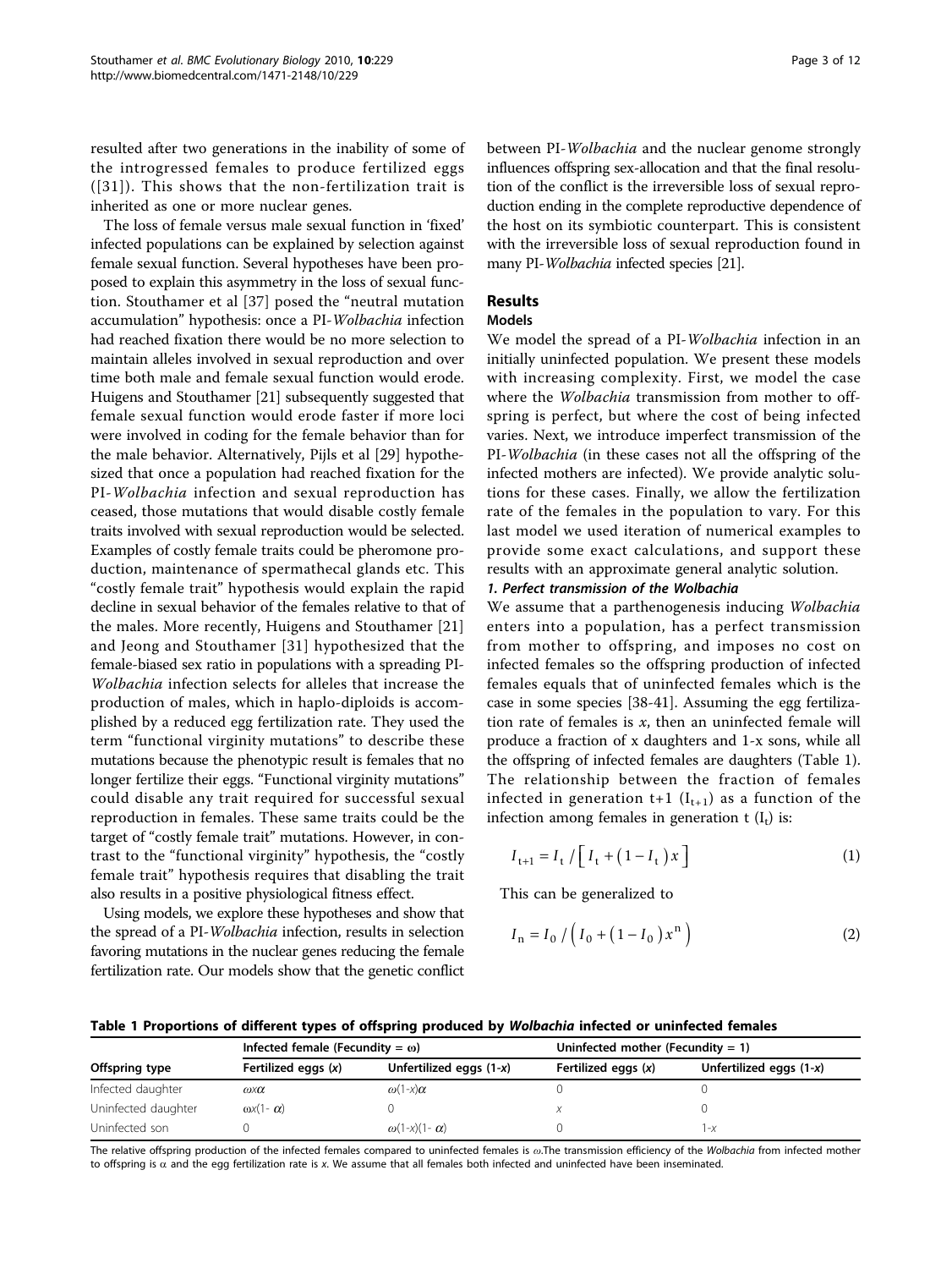resulted after two generations in the inability of some of the introgressed females to produce fertilized eggs ([31]). This shows that the non-fertilization trait is inherited as one or more nuclear genes.

The loss of female versus male sexual function in 'fixed' infected populations can be explained by selection against female sexual function. Several hypotheses have been proposed to explain this asymmetry in the loss of sexual function. Stouthamer et al [37] posed the "neutral mutation accumulation" hypothesis: once a PI-*Wolbachia* infection had reached fixation there would be no more selection to maintain alleles involved in sexual reproduction and over time both male and female sexual function would erode. Huigens and Stouthamer [21] subsequently suggested that female sexual function would erode faster if more loci were involved in coding for the female behavior than for the male behavior. Alternatively, Pijls et al [29] hypothesized that once a population had reached fixation for the PI-*Wolbachia* infection and sexual reproduction has ceased, those mutations that would disable costly female traits involved with sexual reproduction would be selected. Examples of costly female traits could be pheromone production, maintenance of spermathecal glands etc. This "costly female trait" hypothesis would explain the rapid decline in sexual behavior of the females relative to that of the males. More recently, Huigens and Stouthamer [21] and Jeong and Stouthamer [31] hypothesized that the female-biased sex ratio in populations with a spreading PI-*Wolbachia* infection selects for alleles that increase the production of males, which in haplo-diploids is accomplished by a reduced egg fertilization rate. They used the term "functional virginity mutations" to describe these mutations because the phenotypic result is females that no longer fertilize their eggs. "Functional virginity mutations" could disable any trait required for successful sexual reproduction in females. These same traits could be the target of "costly female trait" mutations. However, in contrast to the "functional virginity" hypothesis, the "costly female trait" hypothesis requires that disabling the trait also results in a positive physiological fitness effect.

Using models, we explore these hypotheses and show that the spread of a PI-*Wolbachia* infection, results in selection favoring mutations in the nuclear genes reducing the female fertilization rate. Our models show that the genetic conflict between PI-*Wolbachia* and the nuclear genome strongly influences offspring sex-allocation and that the final resolution of the conflict is the irreversible loss of sexual reproduction ending in the complete reproductive dependence of the host on its symbiotic counterpart. This is consistent with the irreversible loss of sexual reproduction found in many PI-*Wolbachia* infected species [21].

## Results

### Models

We model the spread of a PI-*Wolbachia* infection in an initially uninfected population. We present these models with increasing complexity. First, we model the case where the *Wolbachia* transmission from mother to offspring is perfect, but where the cost of being infected varies. Next, we introduce imperfect transmission of the PI-*Wolbachia* (in these cases not all the offspring of the infected mothers are infected). We provide analytic solutions for these cases. Finally, we allow the fertilization rate of the females in the population to vary. For this last model we used iteration of numerical examples to provide some exact calculations, and support these results with an approximate general analytic solution.

#### *1. Perfect transmission of the Wolbachia*

We assume that a parthenogenesis inducing *Wolbachia* enters into a population, has a perfect transmission from mother to offspring, and imposes no cost on infected females so the offspring production of infected females equals that of uninfected females which is the case in some species [38-41]. Assuming the egg fertilization rate of females is $x$, then an uninfected female will produce a fraction of x daughters and 1-x sons, while all the offspring of infected females are daughters (Table 1). The relationship between the fraction of females infected in generation t+1 ($I_{t+1}$) as a function of the infection among females in generation t ($I_t$) is:

$$I_{t+1} = I_t / \left[ I_t + (1 - I_t) x \right] \tag{1}$$

This can be generalized to

$$I_n = I_0 / \left( I_0 + (1 - I_0) x^n \right) \tag{2}$$

**Table 1 Proportions of different types of offspring produced by *Wolbachia* infected or uninfected females**

| Offspring type | Infected female (Fecundity = $\omega$) | | Uninfected mother (Fecundity = 1) | |
|---|---|---|---|---|
| | Fertilized eggs ($x$) | Unfertilized eggs ($1$-$x$) | Fertilized eggs ($x$) | Unfertilized eggs ($1$-$x$) |
| Infected daughter | $\omega x \alpha$ | $\omega(1-x)\alpha$ | 0 | 0 |
| Uninfected daughter | $\omega x(1-\alpha)$ | 0 | $x$ | 0 |
| Uninfected son | 0 | $\omega(1-x)(1-\alpha)$ | 0 | 1-$x$ |

The relative offspring production of the infected females compared to uninfected females is $\omega$. The transmission efficiency of the *Wolbachia* from infected mother to offspring is $\alpha$ and the egg fertilization rate is $x$. We assume that all females both infected and uninfected have been inseminated.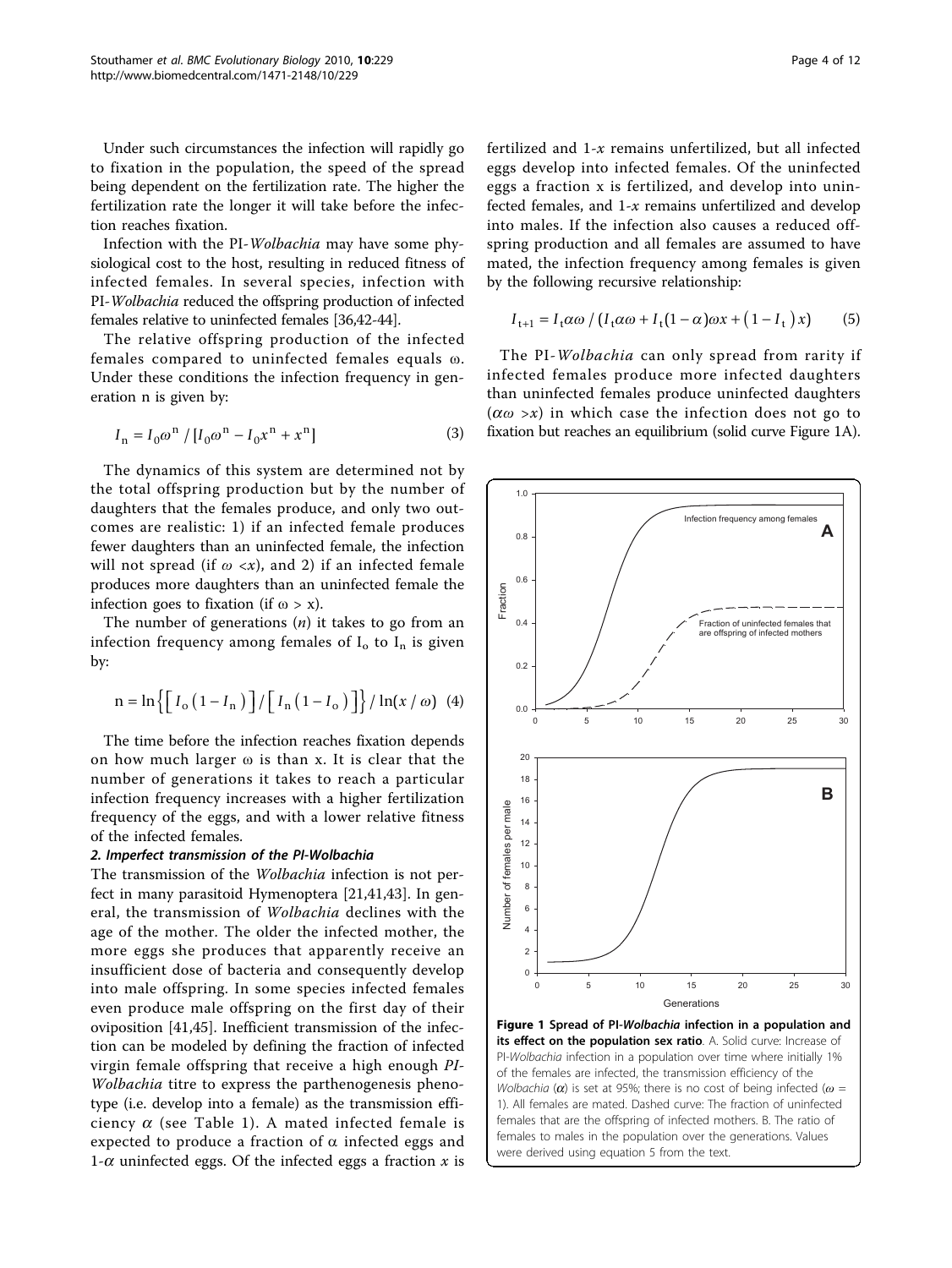Under such circumstances the infection will rapidly go to fixation in the population, the speed of the spread being dependent on the fertilization rate. The higher the fertilization rate the longer it will take before the infection reaches fixation.

Infection with the PI-*Wolbachia* may have some physiological cost to the host, resulting in reduced fitness of infected females. In several species, infection with PI-*Wolbachia* reduced the offspring production of infected females relative to uninfected females [36,42-44].

The relative offspring production of the infected females compared to uninfected females equals ω. Under these conditions the infection frequency in generation n is given by:

$$I_n = I_0\omega^n / [I_0\omega^n - I_0x^n + x^n] \quad (3)$$

The dynamics of this system are determined not by the total offspring production but by the number of daughters that the females produce, and only two outcomes are realistic: 1) if an infected female produces fewer daughters than an uninfected female, the infection will not spread (if $\omega < x$), and 2) if an infected female produces more daughters than an uninfected female the infection goes to fixation (if $\omega > x$).

The number of generations ($n$) it takes to go from an infection frequency among females of $I_o$ to $I_n$ is given by:

$$n = \ln\left\{\left[I_o\left(1 - I_n\right)\right] / \left[I_n\left(1 - I_o\right)\right]\right\} / \ln(x/\omega) \quad (4)$$

The time before the infection reaches fixation depends on how much larger ω is than x. It is clear that the number of generations it takes to reach a particular infection frequency increases with a higher fertilization frequency of the eggs, and with a lower relative fitness of the infected females.

### 2. Imperfect transmission of the PI-Wolbachia

The transmission of the *Wolbachia* infection is not perfect in many parasitoid Hymenoptera [21,41,43]. In general, the transmission of *Wolbachia* declines with the age of the mother. The older the infected mother, the more eggs she produces that apparently receive an insufficient dose of bacteria and consequently develop into male offspring. In some species infected females even produce male offspring on the first day of their oviposition [41,45]. Inefficient transmission of the infection can be modeled by defining the fraction of infected virgin female offspring that receive a high enough *PI-Wolbachia* titre to express the parthenogenesis phenotype (i.e. develop into a female) as the transmission efficiency $\alpha$ (see Table 1). A mated infected female is expected to produce a fraction of $\alpha$ infected eggs and $1-\alpha$ uninfected eggs. Of the infected eggs a fraction $x$ is fertilized and $1-x$ remains unfertilized, but all infected eggs develop into infected females. Of the uninfected eggs a fraction x is fertilized, and develop into uninfected females, and $1-x$ remains unfertilized and develop into males. If the infection also causes a reduced offspring production and all females are assumed to have mated, the infection frequency among females is given by the following recursive relationship:

$$I_{t+1} = I_t\alpha\omega / \left(I_t\alpha\omega + I_t(1-\alpha)\omega x + \left(1 - I_t\right)x\right) \quad (5)$$

The PI-*Wolbachia* can only spread from rarity if infected females produce more infected daughters than uninfected females produce uninfected daughters ($\alpha\omega > x$) in which case the infection does not go to fixation but reaches an equilibrium (solid curve Figure 1A).

**Figure 1 Spread of PI-*Wolbachia* infection in a population and its effect on the population sex ratio**. A. Solid curve: Increase of PI-*Wolbachia* infection in a population over time where initially 1% of the females are infected, the transmission efficiency of the *Wolbachia* ($\alpha$) is set at 95%; there is no cost of being infected ($\omega$ = 1). All females are mated. Dashed curve: The fraction of uninfected females that are the offspring of infected mothers. B. The ratio of females to males in the population over the generations. Values were derived using equation 5 from the text.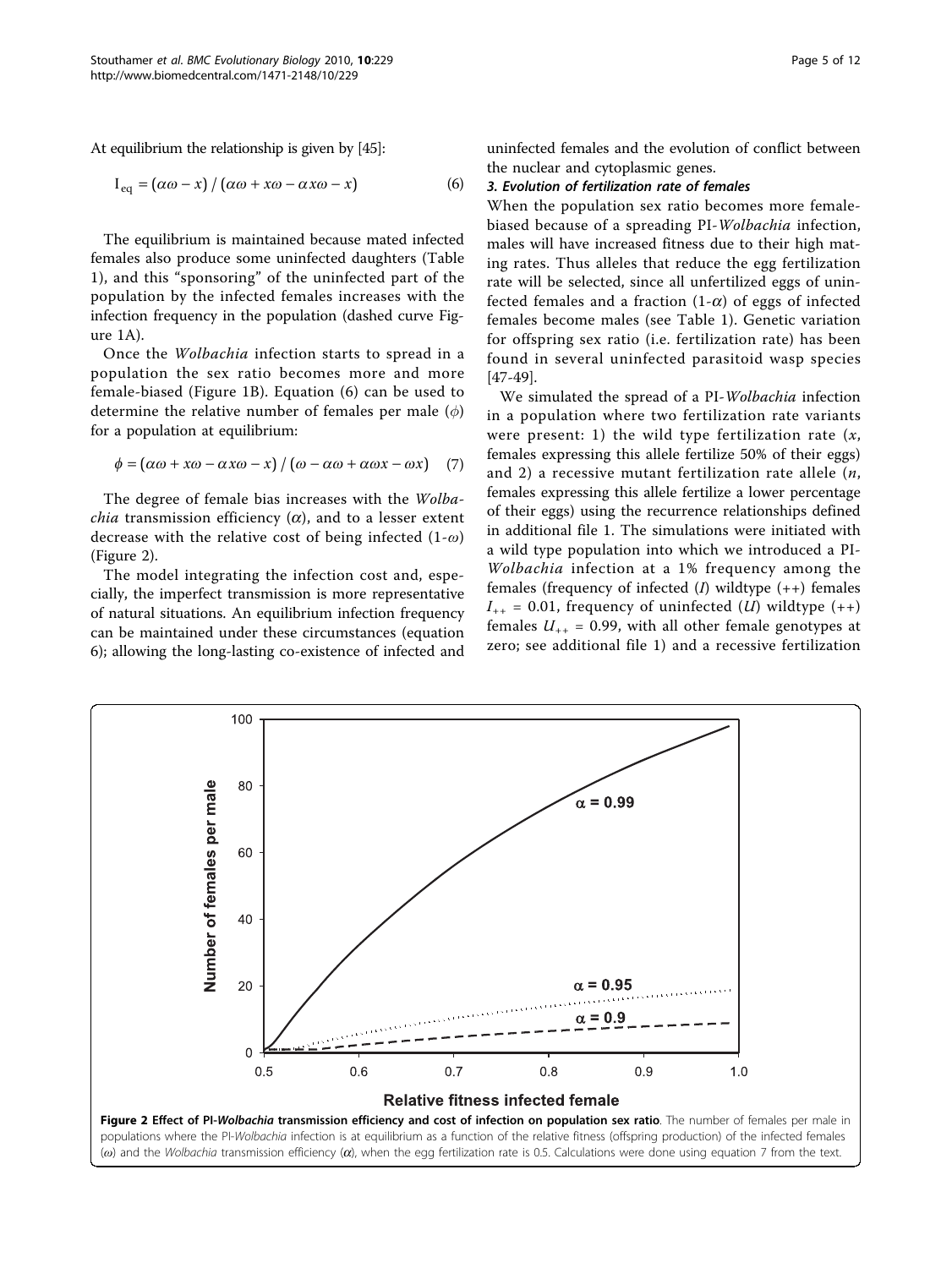At equilibrium the relationship is given by [45]:

$$I_{eq} = (\alpha\omega - x) / (\alpha\omega + x\omega - \alpha x\omega - x) \quad (6)$$

The equilibrium is maintained because mated infected females also produce some uninfected daughters (Table 1), and this "sponsoring" of the uninfected part of the population by the infected females increases with the infection frequency in the population (dashed curve Figure 1A).

Once the *Wolbachia* infection starts to spread in a population the sex ratio becomes more and more female-biased (Figure 1B). Equation (6) can be used to determine the relative number of females per male ($\phi$) for a population at equilibrium:

$$\phi = (\alpha\omega + x\omega - \alpha x\omega - x) / (\omega - \alpha\omega + \alpha\omega x - \omega x) \quad (7)$$

The degree of female bias increases with the *Wolbachia* transmission efficiency ($\alpha$), and to a lesser extent decrease with the relative cost of being infected ($1$-$\omega$) (Figure 2).

The model integrating the infection cost and, especially, the imperfect transmission is more representative of natural situations. An equilibrium infection frequency can be maintained under these circumstances (equation 6); allowing the long-lasting co-existence of infected and uninfected females and the evolution of conflict between the nuclear and cytoplasmic genes.

### 3. Evolution of fertilization rate of females

When the population sex ratio becomes more female-biased because of a spreading PI-*Wolbachia* infection, males will have increased fitness due to their high mating rates. Thus alleles that reduce the egg fertilization rate will be selected, since all unfertilized eggs of uninfected females and a fraction ($1$-$\alpha$) of eggs of infected females become males (see Table 1). Genetic variation for offspring sex ratio (i.e. fertilization rate) has been found in several uninfected parasitoid wasp species [47-49].

We simulated the spread of a PI-*Wolbachia* infection in a population where two fertilization rate variants were present: 1) the wild type fertilization rate ($x$, females expressing this allele fertilize 50% of their eggs) and 2) a recessive mutant fertilization rate allele ($n$, females expressing this allele fertilize a lower percentage of their eggs) using the recurrence relationships defined in additional file 1. The simulations were initiated with a wild type population into which we introduced a PI-*Wolbachia* infection at a 1% frequency among the females (frequency of infected ($I$) wildtype (++) females $I_{++} = 0.01$, frequency of uninfected ($U$) wildtype (++) females $U_{++} = 0.99$, with all other female genotypes at zero; see additional file 1) and a recessive fertilization

**Figure 2 Effect of PI-*Wolbachia* transmission efficiency and cost of infection on population sex ratio**. The number of females per male in populations where the PI-*Wolbachia* infection is at equilibrium as a function of the relative fitness (offspring production) of the infected females ($\omega$) and the *Wolbachia* transmission efficiency ($\alpha$), when the egg fertilization rate is 0.5. Calculations were done using equation 7 from the text.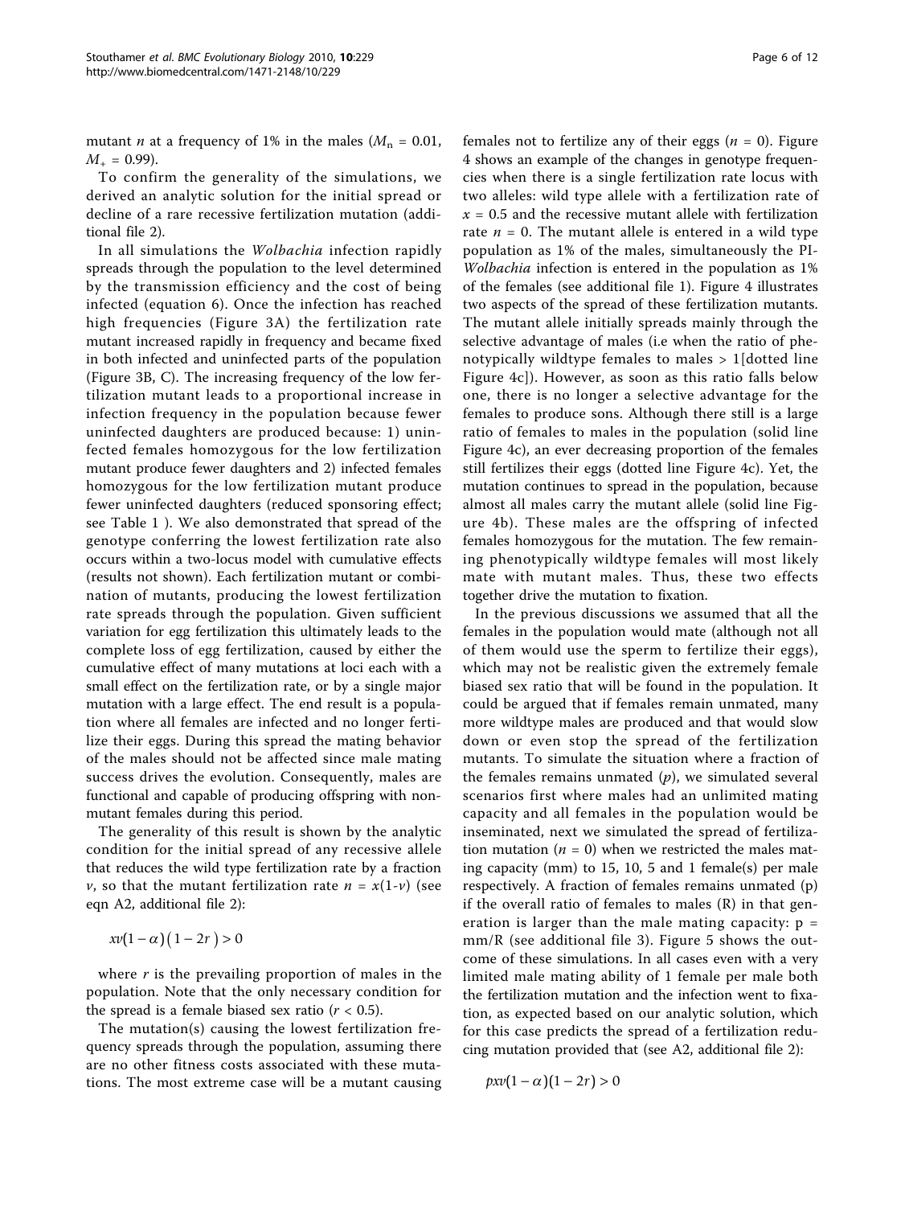mutant *n* at a frequency of 1% in the males ($M_n = 0.01$, $M_+ = 0.99$).

To confirm the generality of the simulations, we derived an analytic solution for the initial spread or decline of a rare recessive fertilization mutation (additional file 2).

In all simulations the *Wolbachia* infection rapidly spreads through the population to the level determined by the transmission efficiency and the cost of being infected (equation 6). Once the infection has reached high frequencies (Figure 3A) the fertilization rate mutant increased rapidly in frequency and became fixed in both infected and uninfected parts of the population (Figure 3B, C). The increasing frequency of the low fertilization mutant leads to a proportional increase in infection frequency in the population because fewer uninfected daughters are produced because: 1) uninfected females homozygous for the low fertilization mutant produce fewer daughters and 2) infected females homozygous for the low fertilization mutant produce fewer uninfected daughters (reduced sponsoring effect; see Table 1 ). We also demonstrated that spread of the genotype conferring the lowest fertilization rate also occurs within a two-locus model with cumulative effects (results not shown). Each fertilization mutant or combination of mutants, producing the lowest fertilization rate spreads through the population. Given sufficient variation for egg fertilization this ultimately leads to the complete loss of egg fertilization, caused by either the cumulative effect of many mutations at loci each with a small effect on the fertilization rate, or by a single major mutation with a large effect. The end result is a population where all females are infected and no longer fertilize their eggs. During this spread the mating behavior of the males should not be affected since male mating success drives the evolution. Consequently, males are functional and capable of producing offspring with non-mutant females during this period.

The generality of this result is shown by the analytic condition for the initial spread of any recessive allele that reduces the wild type fertilization rate by a fraction $v$, so that the mutant fertilization rate $n = x(1\text{-}v)$ (see eqn A2, additional file 2):

$$xv(1-\alpha)(1-2r) > 0$$

where $r$ is the prevailing proportion of males in the population. Note that the only necessary condition for the spread is a female biased sex ratio ($r < 0.5$).

The mutation(s) causing the lowest fertilization frequency spreads through the population, assuming there are no other fitness costs associated with these mutations. The most extreme case will be a mutant causing females not to fertilize any of their eggs ($n = 0$). Figure 4 shows an example of the changes in genotype frequencies when there is a single fertilization rate locus with two alleles: wild type allele with a fertilization rate of $x = 0.5$ and the recessive mutant allele with fertilization rate $n = 0$. The mutant allele is entered in a wild type population as 1% of the males, simultaneously the PI-*Wolbachia* infection is entered in the population as 1% of the females (see additional file 1). Figure 4 illustrates two aspects of the spread of these fertilization mutants. The mutant allele initially spreads mainly through the selective advantage of males (i.e when the ratio of phenotypically wildtype females to males > 1[dotted line Figure 4c]). However, as soon as this ratio falls below one, there is no longer a selective advantage for the females to produce sons. Although there still is a large ratio of females to males in the population (solid line Figure 4c), an ever decreasing proportion of the females still fertilizes their eggs (dotted line Figure 4c). Yet, the mutation continues to spread in the population, because almost all males carry the mutant allele (solid line Figure 4b). These males are the offspring of infected females homozygous for the mutation. The few remaining phenotypically wildtype females will most likely mate with mutant males. Thus, these two effects together drive the mutation to fixation.

In the previous discussions we assumed that all the females in the population would mate (although not all of them would use the sperm to fertilize their eggs), which may not be realistic given the extremely female biased sex ratio that will be found in the population. It could be argued that if females remain unmated, many more wildtype males are produced and that would slow down or even stop the spread of the fertilization mutants. To simulate the situation where a fraction of the females remains unmated ($p$), we simulated several scenarios first where males had an unlimited mating capacity and all females in the population would be inseminated, next we simulated the spread of fertilization mutation ($n = 0$) when we restricted the males mating capacity (mm) to 15, 10, 5 and 1 female(s) per male respectively. A fraction of females remains unmated (p) if the overall ratio of females to males (R) in that generation is larger than the male mating capacity: p = mm/R (see additional file 3). Figure 5 shows the outcome of these simulations. In all cases even with a very limited male mating ability of 1 female per male both the fertilization mutation and the infection went to fixation, as expected based on our analytic solution, which for this case predicts the spread of a fertilization reducing mutation provided that (see A2, additional file 2):

$$pxv(1-\alpha)(1-2r) > 0$$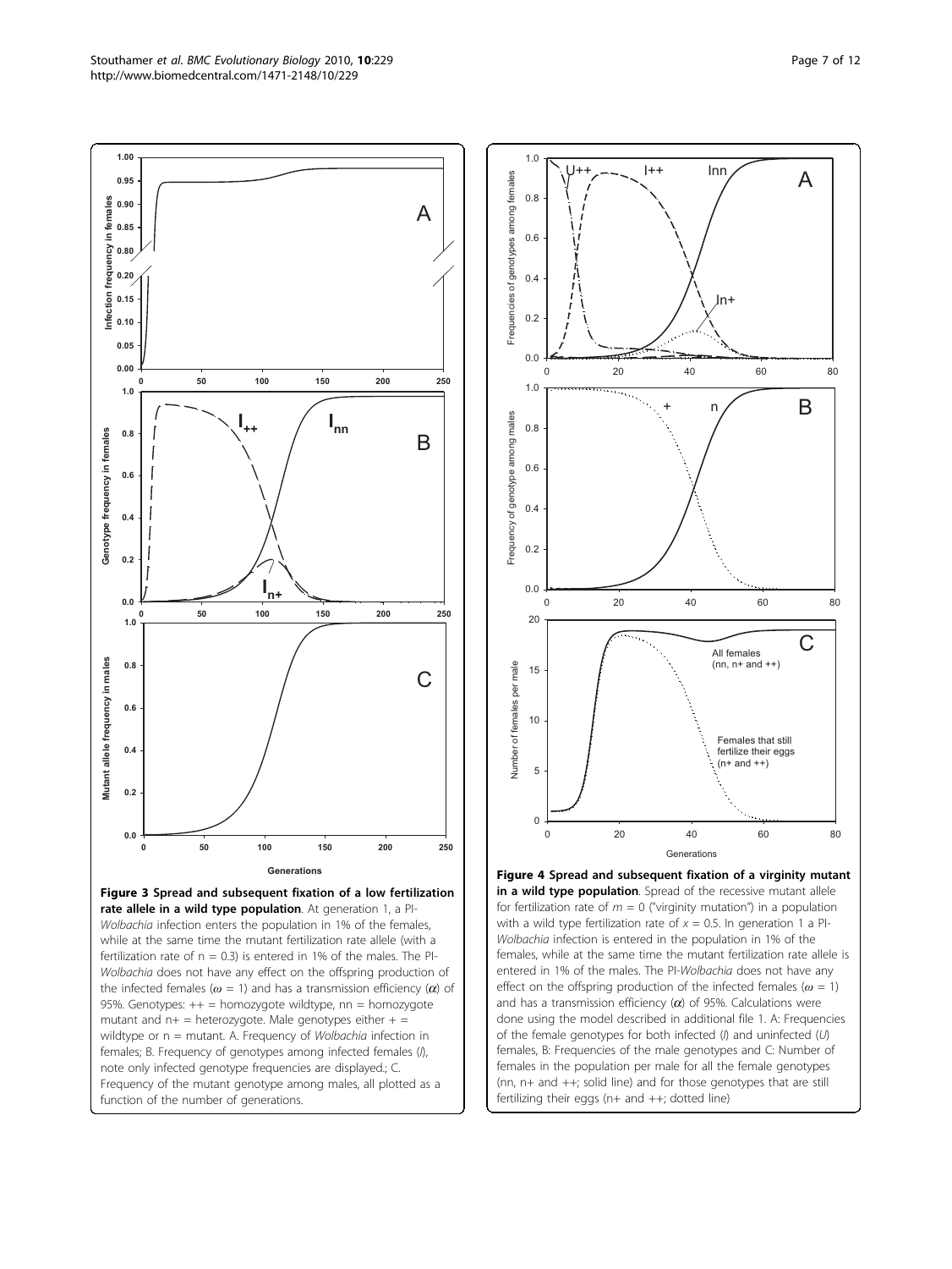**Figure 3 Spread and subsequent fixation of a low fertilization rate allele in a wild type population**. At generation 1, a PI-*Wolbachia* infection enters the population in 1% of the females, while at the same time the mutant fertilization rate allele (with a fertilization rate of n = 0.3) is entered in 1% of the males. The PI-*Wolbachia* does not have any effect on the offspring production of the infected females ($\omega = 1$) and has a transmission efficiency ($\alpha$) of 95%. Genotypes: ++ = homozygote wildtype, nn = homozygote mutant and n+ = heterozygote. Male genotypes either + = wildtype or n = mutant. A. Frequency of *Wolbachia* infection in females; B. Frequency of genotypes among infected females (*I*), note only infected genotype frequencies are displayed.; C. Frequency of the mutant genotype among males, all plotted as a function of the number of generations.

**Figure 4 Spread and subsequent fixation of a virginity mutant in a wild type population**. Spread of the recessive mutant allele for fertilization rate of $m = 0$ ("virginity mutation") in a population with a wild type fertilization rate of $x = 0.5$. In generation 1 a PI-*Wolbachia* infection is entered in the population in 1% of the females, while at the same time the mutant fertilization rate allele is entered in 1% of the males. The PI-*Wolbachia* does not have any effect on the offspring production of the infected females ($\omega = 1$) and has a transmission efficiency ($\alpha$) of 95%. Calculations were done using the model described in additional file 1. A: Frequencies of the female genotypes for both infected (*I*) and uninfected (*U*) females, B: Frequencies of the male genotypes and C: Number of females in the population per male for all the female genotypes (nn, n+ and ++; solid line) and for those genotypes that are still fertilizing their eggs (n+ and ++; dotted line)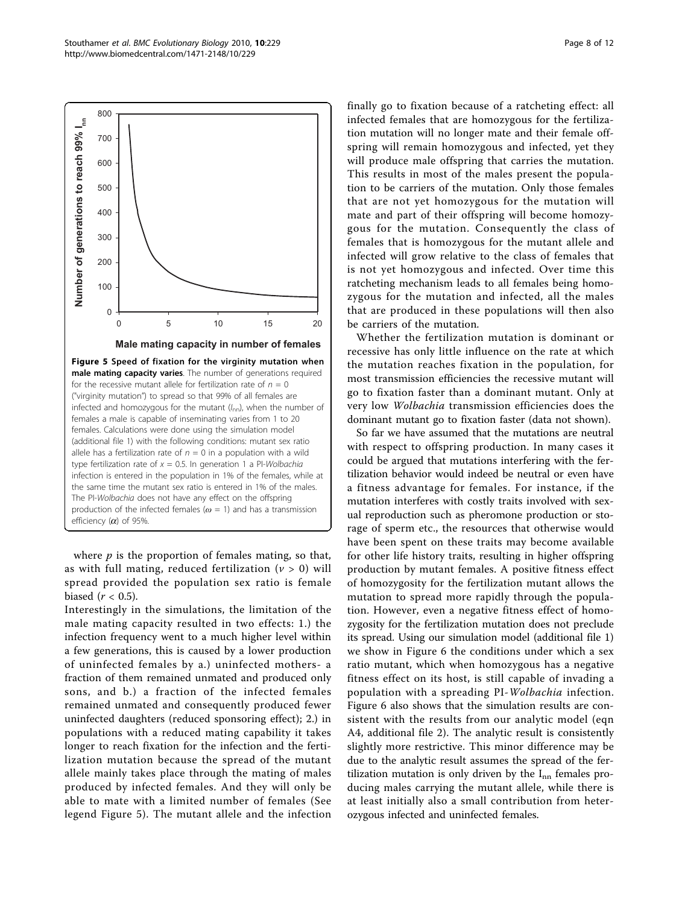**Figure 5 Speed of fixation for the virginity mutation when male mating capacity varies**. The number of generations required for the recessive mutant allele for fertilization rate of $n = 0$ ("virginity mutation") to spread so that 99% of all females are infected and homozygous for the mutant ($I_{nn}$), when the number of females a male is capable of inseminating varies from 1 to 20 females. Calculations were done using the simulation model (additional file 1) with the following conditions: mutant sex ratio allele has a fertilization rate of $n = 0$ in a population with a wild type fertilization rate of $x = 0.5$. In generation 1 a PI-*Wolbachia* infection is entered in the population in 1% of the females, while at the same time the mutant sex ratio is entered in 1% of the males. The PI-*Wolbachia* does not have any effect on the offspring production of the infected females ($\omega = 1$) and has a transmission efficiency ($\alpha$) of 95%.

where $p$ is the proportion of females mating, so that, as with full mating, reduced fertilization ($v > 0$) will spread provided the population sex ratio is female biased ($r < 0.5$).

Interestingly in the simulations, the limitation of the male mating capacity resulted in two effects: 1.) the infection frequency went to a much higher level within a few generations, this is caused by a lower production of uninfected females by a.) uninfected mothers- a fraction of them remained unmated and produced only sons, and b.) a fraction of the infected females remained unmated and consequently produced fewer uninfected daughters (reduced sponsoring effect); 2.) in populations with a reduced mating capability it takes longer to reach fixation for the infection and the fertilization mutation because the spread of the mutant allele mainly takes place through the mating of males produced by infected females. And they will only be able to mate with a limited number of females (See legend Figure 5). The mutant allele and the infection finally go to fixation because of a ratcheting effect: all infected females that are homozygous for the fertilization mutation will no longer mate and their female offspring will remain homozygous and infected, yet they will produce male offspring that carries the mutation. This results in most of the males present the population to be carriers of the mutation. Only those females that are not yet homozygous for the mutation will mate and part of their offspring will become homozygous for the mutation. Consequently the class of females that is homozygous for the mutant allele and infected will grow relative to the class of females that is not yet homozygous and infected. Over time this ratcheting mechanism leads to all females being homozygous for the mutation and infected, all the males that are produced in these populations will then also be carriers of the mutation.

Whether the fertilization mutation is dominant or recessive has only little influence on the rate at which the mutation reaches fixation in the population, for most transmission efficiencies the recessive mutant will go to fixation faster than a dominant mutant. Only at very low *Wolbachia* transmission efficiencies does the dominant mutant go to fixation faster (data not shown).

So far we have assumed that the mutations are neutral with respect to offspring production. In many cases it could be argued that mutations interfering with the fertilization behavior would indeed be neutral or even have a fitness advantage for females. For instance, if the mutation interferes with costly traits involved with sexual reproduction such as pheromone production or storage of sperm etc., the resources that otherwise would have been spent on these traits may become available for other life history traits, resulting in higher offspring production by mutant females. A positive fitness effect of homozygosity for the fertilization mutant allows the mutation to spread more rapidly through the population. However, even a negative fitness effect of homozygosity for the fertilization mutation does not preclude its spread. Using our simulation model (additional file 1) we show in Figure 6 the conditions under which a sex ratio mutant, which when homozygous has a negative fitness effect on its host, is still capable of invading a population with a spreading PI-*Wolbachia* infection. Figure 6 also shows that the simulation results are consistent with the results from our analytic model (eqn A4, additional file 2). The analytic result is consistently slightly more restrictive. This minor difference may be due to the analytic result assumes the spread of the fertilization mutation is only driven by the $I_{nn}$ females producing males carrying the mutant allele, while there is at least initially also a small contribution from heterozygous infected and uninfected females.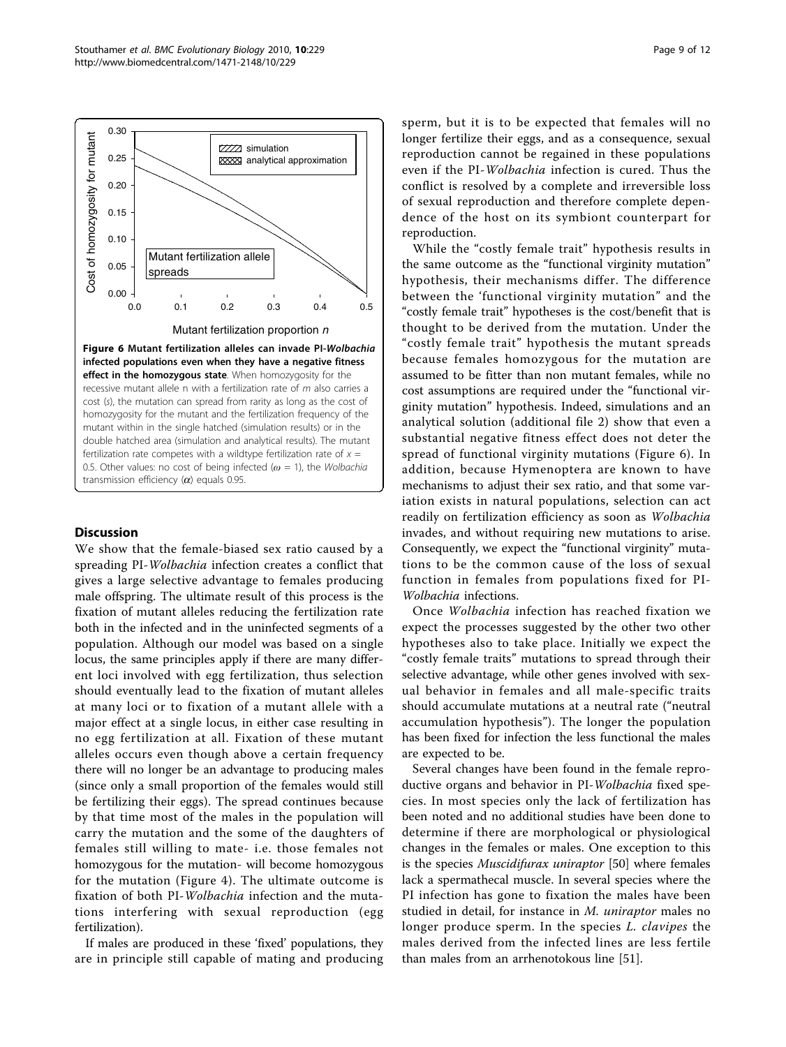**Figure 6 Mutant fertilization alleles can invade PI-*Wolbachia* infected populations even when they have a negative fitness effect in the homozygous state**. When homozygosity for the recessive mutant allele n with a fertilization rate of $m$ also carries a cost ($s$), the mutation can spread from rarity as long as the cost of homozygosity for the mutant and the fertilization frequency of the mutant within in the single hatched (simulation results) or in the double hatched area (simulation and analytical results). The mutant fertilization rate competes with a wildtype fertilization rate of $x = 0.5$. Other values: no cost of being infected ($\omega = 1$), the *Wolbachia* transmission efficiency ($\alpha$) equals 0.95.

## Discussion

We show that the female-biased sex ratio caused by a spreading PI-*Wolbachia* infection creates a conflict that gives a large selective advantage to females producing male offspring. The ultimate result of this process is the fixation of mutant alleles reducing the fertilization rate both in the infected and in the uninfected segments of a population. Although our model was based on a single locus, the same principles apply if there are many different loci involved with egg fertilization, thus selection should eventually lead to the fixation of mutant alleles at many loci or to fixation of a mutant allele with a major effect at a single locus, in either case resulting in no egg fertilization at all. Fixation of these mutant alleles occurs even though above a certain frequency there will no longer be an advantage to producing males (since only a small proportion of the females would still be fertilizing their eggs). The spread continues because by that time most of the males in the population will carry the mutation and the some of the daughters of females still willing to mate- i.e. those females not homozygous for the mutation- will become homozygous for the mutation (Figure 4). The ultimate outcome is fixation of both PI-*Wolbachia* infection and the mutations interfering with sexual reproduction (egg fertilization).

If males are produced in these 'fixed' populations, they are in principle still capable of mating and producing sperm, but it is to be expected that females will no longer fertilize their eggs, and as a consequence, sexual reproduction cannot be regained in these populations even if the PI-*Wolbachia* infection is cured. Thus the conflict is resolved by a complete and irreversible loss of sexual reproduction and therefore complete dependence of the host on its symbiont counterpart for reproduction.

While the "costly female trait" hypothesis results in the same outcome as the "functional virginity mutation" hypothesis, their mechanisms differ. The difference between the 'functional virginity mutation" and the "costly female trait" hypotheses is the cost/benefit that is thought to be derived from the mutation. Under the "costly female trait" hypothesis the mutant spreads because females homozygous for the mutation are assumed to be fitter than non mutant females, while no cost assumptions are required under the "functional virginity mutation" hypothesis. Indeed, simulations and an analytical solution (additional file 2) show that even a substantial negative fitness effect does not deter the spread of functional virginity mutations (Figure 6). In addition, because Hymenoptera are known to have mechanisms to adjust their sex ratio, and that some variation exists in natural populations, selection can act readily on fertilization efficiency as soon as *Wolbachia* invades, and without requiring new mutations to arise. Consequently, we expect the "functional virginity" mutations to be the common cause of the loss of sexual function in females from populations fixed for PI-*Wolbachia* infections.

Once *Wolbachia* infection has reached fixation we expect the processes suggested by the other two other hypotheses also to take place. Initially we expect the "costly female traits" mutations to spread through their selective advantage, while other genes involved with sexual behavior in females and all male-specific traits should accumulate mutations at a neutral rate ("neutral accumulation hypothesis"). The longer the population has been fixed for infection the less functional the males are expected to be.

Several changes have been found in the female reproductive organs and behavior in PI-*Wolbachia* fixed species. In most species only the lack of fertilization has been noted and no additional studies have been done to determine if there are morphological or physiological changes in the females or males. One exception to this is the species *Muscidifurax uniraptor* [50] where females lack a spermathecal muscle. In several species where the PI infection has gone to fixation the males have been studied in detail, for instance in *M. uniraptor* males no longer produce sperm. In the species *L. clavipes* the males derived from the infected lines are less fertile than males from an arrhenotokous line [51].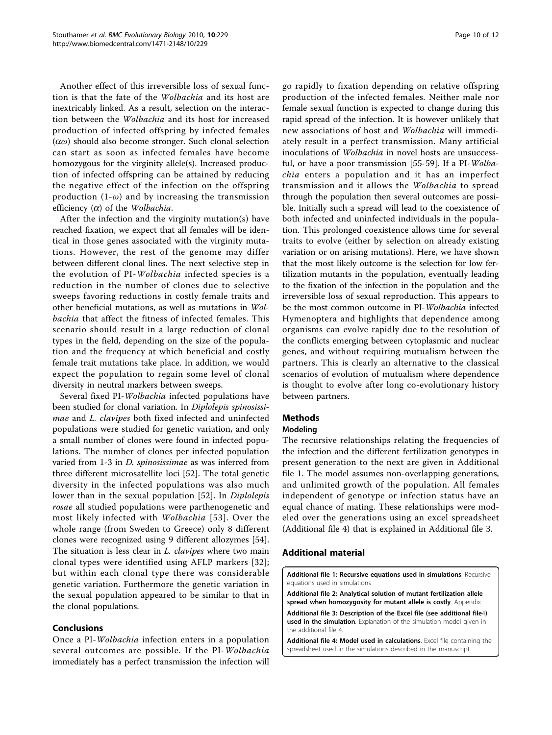Another effect of this irreversible loss of sexual function is that the fate of the *Wolbachia* and its host are inextricably linked. As a result, selection on the interaction between the *Wolbachia* and its host for increased production of infected offspring by infected females ($\alpha\omega$) should also become stronger. Such clonal selection can start as soon as infected females have become homozygous for the virginity allele(s). Increased production of infected offspring can be attained by reducing the negative effect of the infection on the offspring production ($1$-$\omega$) and by increasing the transmission efficiency ($\alpha$) of the *Wolbachia*.

After the infection and the virginity mutation(s) have reached fixation, we expect that all females will be identical in those genes associated with the virginity mutations. However, the rest of the genome may differ between different clonal lines. The next selective step in the evolution of PI-*Wolbachia* infected species is a reduction in the number of clones due to selective sweeps favoring reductions in costly female traits and other beneficial mutations, as well as mutations in *Wolbachia* that affect the fitness of infected females. This scenario should result in a large reduction of clonal types in the field, depending on the size of the population and the frequency at which beneficial and costly female trait mutations take place. In addition, we would expect the population to regain some level of clonal diversity in neutral markers between sweeps.

Several fixed PI-*Wolbachia* infected populations have been studied for clonal variation. In *Diplolepis spinosissimae* and *L. clavipes* both fixed infected and uninfected populations were studied for genetic variation, and only a small number of clones were found in infected populations. The number of clones per infected population varied from 1-3 in *D. spinosissimae* as was inferred from three different microsatellite loci [52]. The total genetic diversity in the infected populations was also much lower than in the sexual population [52]. In *Diplolepis rosae* all studied populations were parthenogenetic and most likely infected with *Wolbachia* [53]. Over the whole range (from Sweden to Greece) only 8 different clones were recognized using 9 different allozymes [54]. The situation is less clear in *L. clavipes* where two main clonal types were identified using AFLP markers [32]; but within each clonal type there was considerable genetic variation. Furthermore the genetic variation in the sexual population appeared to be similar to that in the clonal populations.

## Conclusions

Once a PI-*Wolbachia* infection enters in a population several outcomes are possible. If the PI-*Wolbachia* immediately has a perfect transmission the infection will go rapidly to fixation depending on relative offspring production of the infected females. Neither male nor female sexual function is expected to change during this rapid spread of the infection. It is however unlikely that new associations of host and *Wolbachia* will immediately result in a perfect transmission. Many artificial inoculations of *Wolbachia* in novel hosts are unsuccessful, or have a poor transmission [55-59]. If a PI-*Wolbachia* enters a population and it has an imperfect transmission and it allows the *Wolbachia* to spread through the population then several outcomes are possible. Initially such a spread will lead to the coexistence of both infected and uninfected individuals in the population. This prolonged coexistence allows time for several traits to evolve (either by selection on already existing variation or on arising mutations). Here, we have shown that the most likely outcome is the selection for low fertilization mutants in the population, eventually leading to the fixation of the infection in the population and the irreversible loss of sexual reproduction. This appears to be the most common outcome in PI-*Wolbachia* infected Hymenoptera and highlights that dependence among organisms can evolve rapidly due to the resolution of the conflicts emerging between cytoplasmic and nuclear genes, and without requiring mutualism between the partners. This is clearly an alternative to the classical scenarios of evolution of mutualism where dependence is thought to evolve after long co-evolutionary history between partners.

## Methods

### Modeling

The recursive relationships relating the frequencies of the infection and the different fertilization genotypes in present generation to the next are given in Additional file 1. The model assumes non-overlapping generations, and unlimited growth of the population. All females independent of genotype or infection status have an equal chance of mating. These relationships were modeled over the generations using an excel spreadsheet (Additional file 4) that is explained in Additional file 3.

## Additional material

**Additional file 1: Recursive equations used in simulations**. Recursive equations used in simulations

**Additional file 2: Analytical solution of mutant fertilization allele spread when homozygosity for mutant allele is costly**. Appendix

**Additional file 3: Description of the Excel file (see additional file4) used in the simulation**. Explanation of the simulation model given in the additional file 4.

**Additional file 4: Model used in calculations**. Excel file containing the spreadsheet used in the simulations described in the manuscript.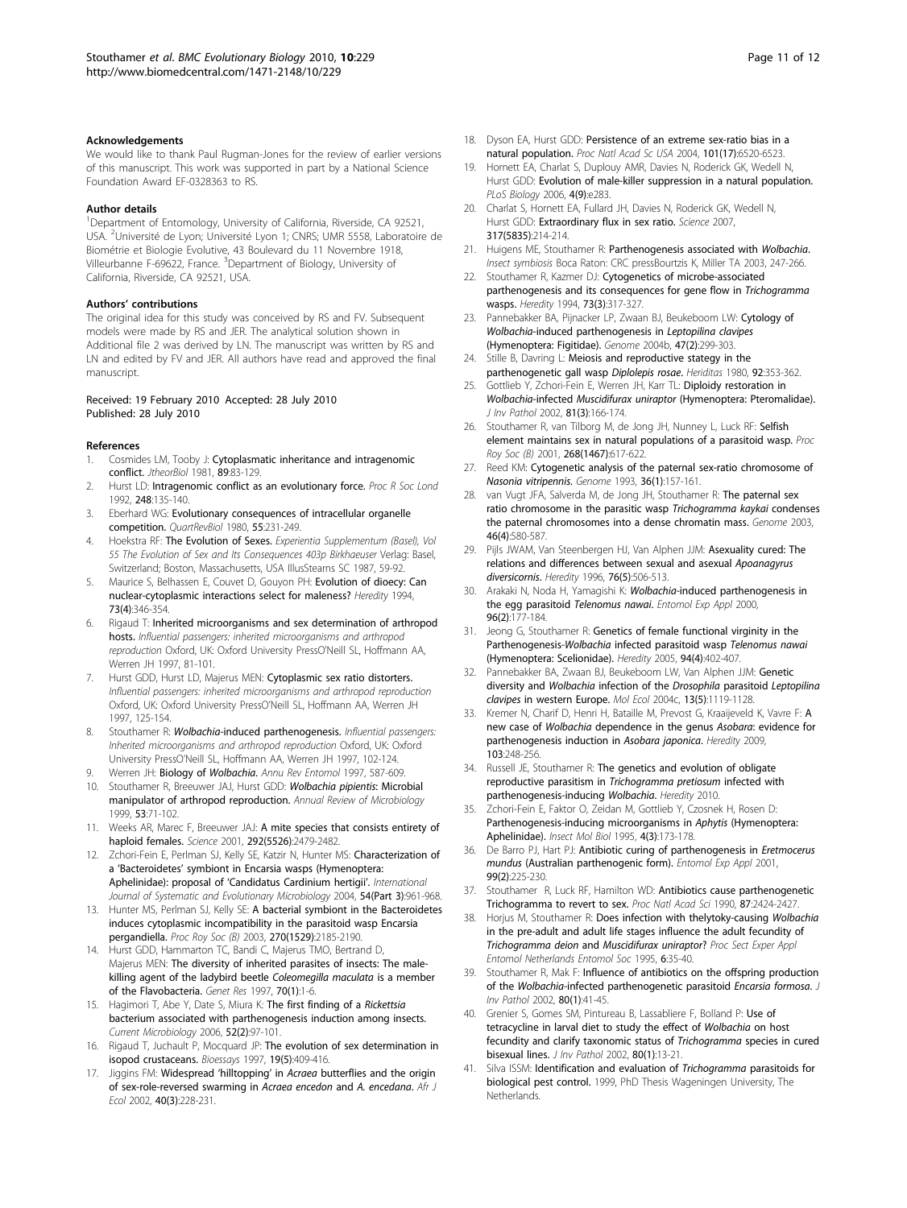### Acknowledgements

We would like to thank Paul Rugman-Jones for the review of earlier versions of this manuscript. This work was supported in part by a National Science Foundation Award EF-0328363 to RS.

### Author details

[1]Department of Entomology, University of California, Riverside, CA 92521, USA. [2]Université de Lyon; Université Lyon 1; CNRS; UMR 5558, Laboratoire de Biométrie et Biologie Evolutive, 43 Boulevard du 11 Novembre 1918, Villeurbanne F-69622, France. [3]Department of Biology, University of California, Riverside, CA 92521, USA.

### Authors' contributions

The original idea for this study was conceived by RS and FV. Subsequent models were made by RS and JER. The analytical solution shown in Additional file 2 was derived by LN. The manuscript was written by RS and LN and edited by FV and JER. All authors have read and approved the final manuscript.

Received: 19 February 2010 Accepted: 28 July 2010
Published: 28 July 2010

### References

1. Cosmides LM, Tooby J: **Cytoplasmatic inheritance and intragenomic conflict.** *JtheorBiol* 1981, **89**:83-129.
2. Hurst LD: **Intragenomic conflict as an evolutionary force.** *Proc R Soc Lond* 1992, **248**:135-140.
3. Eberhard WG: **Evolutionary consequences of intracellular organelle competition.** *QuartRevBiol* 1980, **55**:231-249.
4. Hoekstra RF: **The Evolution of Sexes.** *Experientia Supplementum (Basel), Vol 55 The Evolution of Sex and Its Consequences 403p Birkhaeuser* Verlag: Basel, Switzerland; Boston, Massachusetts, USA IllusStearns SC 1987, 59-92.
5. Maurice S, Belhassen E, Couvet D, Gouyon PH: **Evolution of dioecy: Can nuclear-cytoplasmic interactions select for maleness?** *Heredity* 1994, **73(4)**:346-354.
6. Rigaud T: **Inherited microorganisms and sex determination of arthropod hosts.** *Influential passengers: inherited microorganisms and arthropod reproduction* Oxford, UK: Oxford University PressO'Neill SL, Hoffmann AA, Werren JH 1997, 81-101.
7. Hurst GDD, Hurst LD, Majerus MEN: **Cytoplasmic sex ratio distorters.** *Influential passengers: inherited microorganisms and arthropod reproduction* Oxford, UK: Oxford University PressO'Neill SL, Hoffmann AA, Werren JH 1997, 125-154.
8. Stouthamer R: ***Wolbachia*-induced parthenogenesis.** *Influential passengers: Inherited microorganisms and arthropod reproduction* Oxford, UK: Oxford University PressO'Neill SL, Hoffmann AA, Werren JH 1997, 102-124.
9. Werren JH: **Biology of *Wolbachia*.** *Annu Rev Entomol* 1997, 587-609.
10. Stouthamer R, Breeuwer JAJ, Hurst GDD: ***Wolbachia pipientis*: Microbial manipulator of arthropod reproduction.** *Annual Review of Microbiology* 1999, **53**:71-102.
11. Weeks AR, Marec F, Breeuwer JAJ: **A mite species that consists entirety of haploid females.** *Science* 2001, **292(5526)**:2479-2482.
12. Zchori-Fein E, Perlman SJ, Kelly SE, Katzir N, Hunter MS: **Characterization of a 'Bacteroidetes' symbiont in Encarsia wasps (Hymenoptera: Aphelinidae): proposal of 'Candidatus Cardinium hertigii'.** *International Journal of Systematic and Evolutionary Microbiology* 2004, **54(Part 3)**:961-968.
13. Hunter MS, Perlman SJ, Kelly SE: **A bacterial symbiont in the Bacteroidetes induces cytoplasmic incompatibility in the parasitoid wasp Encarsia pergandiella.** *Proc Roy Soc (B)* 2003, **270(1529)**:2185-2190.
14. Hurst GDD, Hammarton TC, Bandi C, Majerus TMO, Bertrand D, Majerus MEN: **The diversity of inherited parasites of insects: The male-killing agent of the ladybird beetle *Coleomegilla maculata* is a member of the Flavobacteria.** *Genet Res* 1997, **70(1)**:1-6.
15. Hagimori T, Abe Y, Date S, Miura K: **The first finding of a *Rickettsia* bacterium associated with parthenogenesis induction among insects.** *Current Microbiology* 2006, **52(2)**:97-101.
16. Rigaud T, Juchault P, Mocquard JP: **The evolution of sex determination in isopod crustaceans.** *Bioessays* 1997, **19(5)**:409-416.
17. Jiggins FM: **Widespread 'hilltopping' in *Acraea* butterflies and the origin of sex-role-reversed swarming in *Acraea encedon* and *A. encedana*.** *Afr J Ecol* 2002, **40(3)**:228-231.
18. Dyson EA, Hurst GDD: **Persistence of an extreme sex-ratio bias in a natural population.** *Proc Natl Acad Sc USA* 2004, **101(17)**:6520-6523.
19. Hornett EA, Charlat S, Duplouy AMR, Davies N, Roderick GK, Wedell N, Hurst GDD: **Evolution of male-killer suppression in a natural population.** *PLoS Biology* 2006, **4(9)**:e283.
20. Charlat S, Hornett EA, Fullard JH, Davies N, Roderick GK, Wedell N, Hurst GDD: **Extraordinary flux in sex ratio.** *Science* 2007, **317(5835)**:214-214.
21. Huigens ME, Stouthamer R: **Parthenogenesis associated with *Wolbachia*.** *Insect symbiosis* Boca Raton: CRC pressBourtzis K, Miller TA 2003, 247-266.
22. Stouthamer R, Kazmer DJ: **Cytogenetics of microbe-associated parthenogenesis and its consequences for gene flow in *Trichogramma* wasps.** *Heredity* 1994, **73(3)**:317-327.
23. Pannebakker BA, Pijnacker LP, Zwaan BJ, Beukeboom LW: **Cytology of *Wolbachia*-induced parthenogenesis in *Leptopilina clavipes* (Hymenoptera: Figitidae).** *Genome* 2004b, **47(2)**:299-303.
24. Stille B, Davring L: **Meiosis and reproductive stategy in the parthenogenetic gall wasp *Diplolepis rosae*.** *Heriditas* 1980, **92**:353-362.
25. Gottlieb Y, Zchori-Fein E, Werren JH, Karr TL: **Diploidy restoration in *Wolbachia*-infected *Muscidifurax uniraptor* (Hymenoptera: Pteromalidae).** *J Inv Pathol* 2002, **81(3)**:166-174.
26. Stouthamer R, van Tilborg M, de Jong JH, Nunney L, Luck RF: **Selfish element maintains sex in natural populations of a parasitoid wasp.** *Proc Roy Soc (B)* 2001, **268(1467)**:617-622.
27. Reed KM: **Cytogenetic analysis of the paternal sex-ratio chromosome of *Nasonia vitripennis*.** *Genome* 1993, **36(1)**:157-161.
28. van Vugt JFA, Salverda M, de Jong JH, Stouthamer R: **The paternal sex ratio chromosome in the parasitic wasp *Trichogramma kaykai* condenses the paternal chromosomes into a dense chromatin mass.** *Genome* 2003, **46(4)**:580-587.
29. Pijls JWAM, Van Steenbergen HJ, Van Alphen JJM: **Asexuality cured: The relations and differences between sexual and asexual *Apoanagyrus diversicornis*.** *Heredity* 1996, **76(5)**:506-513.
30. Arakaki N, Noda H, Yamagishi K: ***Wolbachia*-induced parthenogenesis in the egg parasitoid *Telenomus nawai*.** *Entomol Exp Appl* 2000, **96(2)**:177-184.
31. Jeong G, Stouthamer R: **Genetics of female functional virginity in the Parthenogenesis-*Wolbachia* infected parasitoid wasp *Telenomus nawai* (Hymenoptera: Scelionidae).** *Heredity* 2005, **94(4)**:402-407.
32. Pannebakker BA, Zwaan BJ, Beukeboom LW, Van Alphen JJM: **Genetic diversity and *Wolbachia* infection of the *Drosophila* parasitoid *Leptopilina clavipes* in western Europe.** *Mol Ecol* 2004c, **13(5)**:1119-1128.
33. Kremer N, Charif D, Henri H, Bataille M, Prevost G, Kraaijeveld K, Vavre F: **A new case of *Wolbachia* dependence in the genus *Asobara*: evidence for parthenogenesis induction in *Asobara japonica*.** *Heredity* 2009, **103**:248-256.
34. Russell JE, Stouthamer R: **The genetics and evolution of obligate reproductive parasitism in *Trichogramma pretiosum* infected with parthenogenesis-inducing *Wolbachia*.** *Heredity* 2010.
35. Zchori-Fein E, Faktor O, Zeidan M, Gottlieb Y, Czosnek H, Rosen D: **Parthenogenesis-inducing microorganisms in *Aphytis* (Hymenoptera: Aphelinidae).** *Insect Mol Biol* 1995, **4(3)**:173-178.
36. De Barro PJ, Hart PJ: **Antibiotic curing of parthenogenesis in *Eretmocerus mundus* (Australian parthenogenic form).** *Entomol Exp Appl* 2001, **99(2)**:225-230.
37. Stouthamer R, Luck RF, Hamilton WD: **Antibiotics cause parthenogenetic Trichogramma to revert to sex.** *Proc Natl Acad Sci* 1990, **87**:2424-2427.
38. Horjus M, Stouthamer R: **Does infection with thelytoky-causing *Wolbachia* in the pre-adult and adult life stages influence the adult fecundity of *Trichogramma deion* and *Muscidifurax uniraptor*?** *Proc Sect Exper Appl Entomol Netherlands Entomol Soc* 1995, **6**:35-40.
39. Stouthamer R, Mak F: **Influence of antibiotics on the offspring production of the *Wolbachia*-infected parthenogenetic parasitoid *Encarsia formosa*.** *J Inv Pathol* 2002, **80(1)**:41-45.
40. Grenier S, Gomes SM, Pintureau B, Lassabliere F, Bolland P: **Use of tetracycline in larval diet to study the effect of *Wolbachia* on host fecundity and clarify taxonomic status of *Trichogramma* species in cured bisexual lines.** *J Inv Pathol* 2002, **80(1)**:13-21.
41. Silva ISSM: **Identification and evaluation of *Trichogramma* parasitoids for biological pest control.** 1999, PhD Thesis Wageningen University, The Netherlands.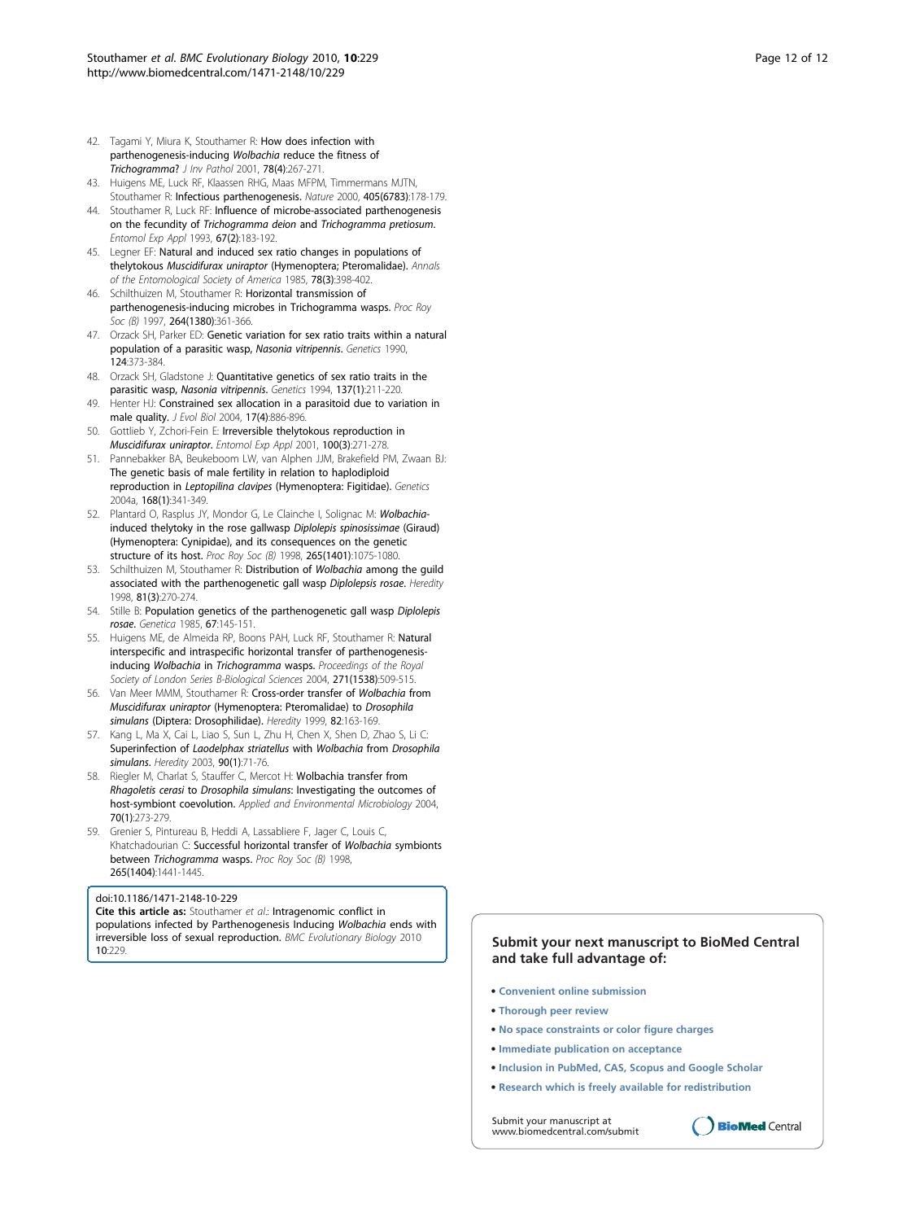42. Tagami Y, Miura K, Stouthamer R: **How does infection with parthenogenesis-inducing *Wolbachia* reduce the fitness of *Trichogramma*?** *J Inv Pathol* 2001, **78(4)**:267-271.
43. Huigens ME, Luck RF, Klaassen RHG, Maas MFPM, Timmermans MJTN, Stouthamer R: **Infectious parthenogenesis.** *Nature* 2000, **405(6783)**:178-179.
44. Stouthamer R, Luck RF: **Influence of microbe-associated parthenogenesis on the fecundity of *Trichogramma deion* and *Trichogramma pretiosum*.** *Entomol Exp Appl* 1993, **67(2)**:183-192.
45. Legner EF: **Natural and induced sex ratio changes in populations of thelytokous *Muscidifurax uniraptor* (Hymenoptera; Pteromalidae).** *Annals of the Entomological Society of America* 1985, **78(3)**:398-402.
46. Schilthuizen M, Stouthamer R: **Horizontal transmission of parthenogenesis-inducing microbes in Trichogramma wasps.** *Proc Roy Soc (B)* 1997, **264(1380)**:361-366.
47. Orzack SH, Parker ED: **Genetic variation for sex ratio traits within a natural population of a parasitic wasp, *Nasonia vitripennis*.** *Genetics* 1990, **124**:373-384.
48. Orzack SH, Gladstone J: **Quantitative genetics of sex ratio traits in the parasitic wasp, *Nasonia vitripennis*.** *Genetics* 1994, **137(1)**:211-220.
49. Henter HJ: **Constrained sex allocation in a parasitoid due to variation in male quality.** *J Evol Biol* 2004, **17(4)**:886-896.
50. Gottlieb Y, Zchori-Fein E: **Irreversible thelytokous reproduction in *Muscidifurax uniraptor*.** *Entomol Exp Appl* 2001, **100(3)**:271-278.
51. Pannebakker BA, Beukeboom LW, van Alphen JJM, Brakefield PM, Zwaan BJ: **The genetic basis of male fertility in relation to haplodiploid reproduction in *Leptopilina clavipes* (Hymenoptera: Figitidae).** *Genetics* 2004a, **168(1)**:341-349.
52. Plantard O, Rasplus JY, Mondor G, Le Clainche I, Solignac M: ***Wolbachia*-induced thelytoky in the rose gallwasp *Diplolepis spinosissimae* (Giraud) (Hymenoptera: Cynipidae), and its consequences on the genetic structure of its host.** *Proc Roy Soc (B)* 1998, **265(1401)**:1075-1080.
53. Schilthuizen M, Stouthamer R: **Distribution of *Wolbachia* among the guild associated with the parthenogenetic gall wasp *Diplolepis rosae*.** *Heredity* 1998, **81(3)**:270-274.
54. Stille B: **Population genetics of the parthenogenetic gall wasp *Diplolepis rosae*.** *Genetica* 1985, **67**:145-151.
55. Huigens ME, de Almeida RP, Boons PAH, Luck RF, Stouthamer R: **Natural interspecific and intraspecific horizontal transfer of parthenogenesis-inducing *Wolbachia* in *Trichogramma* wasps.** *Proceedings of the Royal Society of London Series B-Biological Sciences* 2004, **271(1538)**:509-515.
56. Van Meer MMM, Stouthamer R: **Cross-order transfer of *Wolbachia* from *Muscidifurax uniraptor* (Hymenoptera: Pteromalidae) to *Drosophila simulans* (Diptera: Drosophilidae).** *Heredity* 1999, **82**:163-169.
57. Kang L, Ma X, Cai L, Liao S, Sun L, Zhu H, Chen X, Shen D, Zhao S, Li C: **Superinfection of *Laodelphax striatellus* with *Wolbachia* from *Drosophila simulans*.** *Heredity* 2003, **90(1)**:71-76.
58. Riegler M, Charlat S, Stauffer C, Mercot H: **Wolbachia transfer from *Rhagoletis cerasi* to *Drosophila simulans*: Investigating the outcomes of host-symbiont coevolution.** *Applied and Environmental Microbiology* 2004, **70(1)**:273-279.
59. Grenier S, Pintureau B, Heddi A, Lassabliere F, Jager C, Louis C, Khatchadourian C: **Successful horizontal transfer of *Wolbachia* symbionts between *Trichogramma* wasps.** *Proc Roy Soc (B)* 1998, **265(1404)**:1441-1445.

doi:10.1186/1471-2148-10-229

**Cite this article as:** Stouthamer *et al.*: Intragenomic conflict in populations infected by Parthenogenesis Inducing *Wolbachia* ends with irreversible loss of sexual reproduction. *BMC Evolutionary Biology* 2010 **10**:229.

**Submit your next manuscript to BioMed Central and take full advantage of:**

- Convenient online submission
- Thorough peer review
- No space constraints or color figure charges
- Immediate publication on acceptance
- Inclusion in PubMed, CAS, Scopus and Google Scholar
- Research which is freely available for redistribution

Submit your manuscript at
www.biomedcentral.com/submit